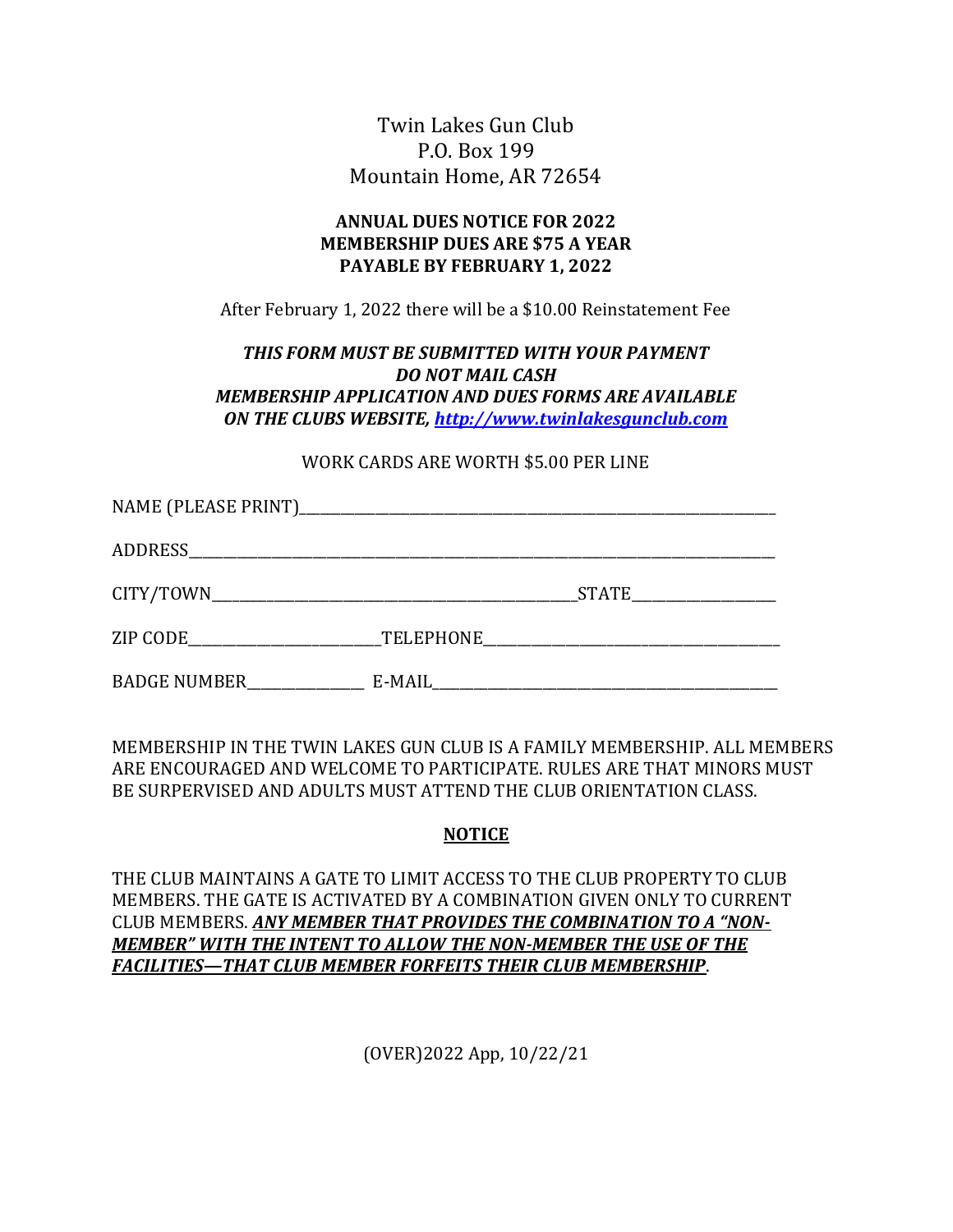Twin Lakes Gun Club
P.O. Box 199
Mountain Home, AR 72654

**ANNUAL DUES NOTICE FOR 2022**
**MEMBERSHIP DUES ARE $75 A YEAR**
**PAYABLE BY FEBRUARY 1, 2022**

After February 1, 2022 there will be a $10.00 Reinstatement Fee

***THIS FORM MUST BE SUBMITTED WITH YOUR PAYMENT***
***DO NOT MAIL CASH***
***MEMBERSHIP APPLICATION AND DUES FORMS ARE AVAILABLE***
***ON THE CLUBS WEBSITE, [http://www.twinlakesgunclub.com](http://www.twinlakesgunclub.com)***

WORK CARDS ARE WORTH $5.00 PER LINE

NAME (PLEASE PRINT)______________________________________________________________

ADDRESS______________________________________________________________________

CITY/TOWN________________________________________STATE_______________

ZIP CODE_____________________TELEPHONE_________________________________

BADGE NUMBER_____________ E-MAIL_______________________________________

MEMBERSHIP IN THE TWIN LAKES GUN CLUB IS A FAMILY MEMBERSHIP. ALL MEMBERS ARE ENCOURAGED AND WELCOME TO PARTICIPATE. RULES ARE THAT MINORS MUST BE SURPERVISED AND ADULTS MUST ATTEND THE CLUB ORIENTATION CLASS.

**NOTICE**

THE CLUB MAINTAINS A GATE TO LIMIT ACCESS TO THE CLUB PROPERTY TO CLUB MEMBERS. THE GATE IS ACTIVATED BY A COMBINATION GIVEN ONLY TO CURRENT CLUB MEMBERS. ***ANY MEMBER THAT PROVIDES THE COMBINATION TO A "NON-MEMBER" WITH THE INTENT TO ALLOW THE NON-MEMBER THE USE OF THE FACILITIES—THAT CLUB MEMBER FORFEITS THEIR CLUB MEMBERSHIP***.

(OVER)2022 App, 10/22/21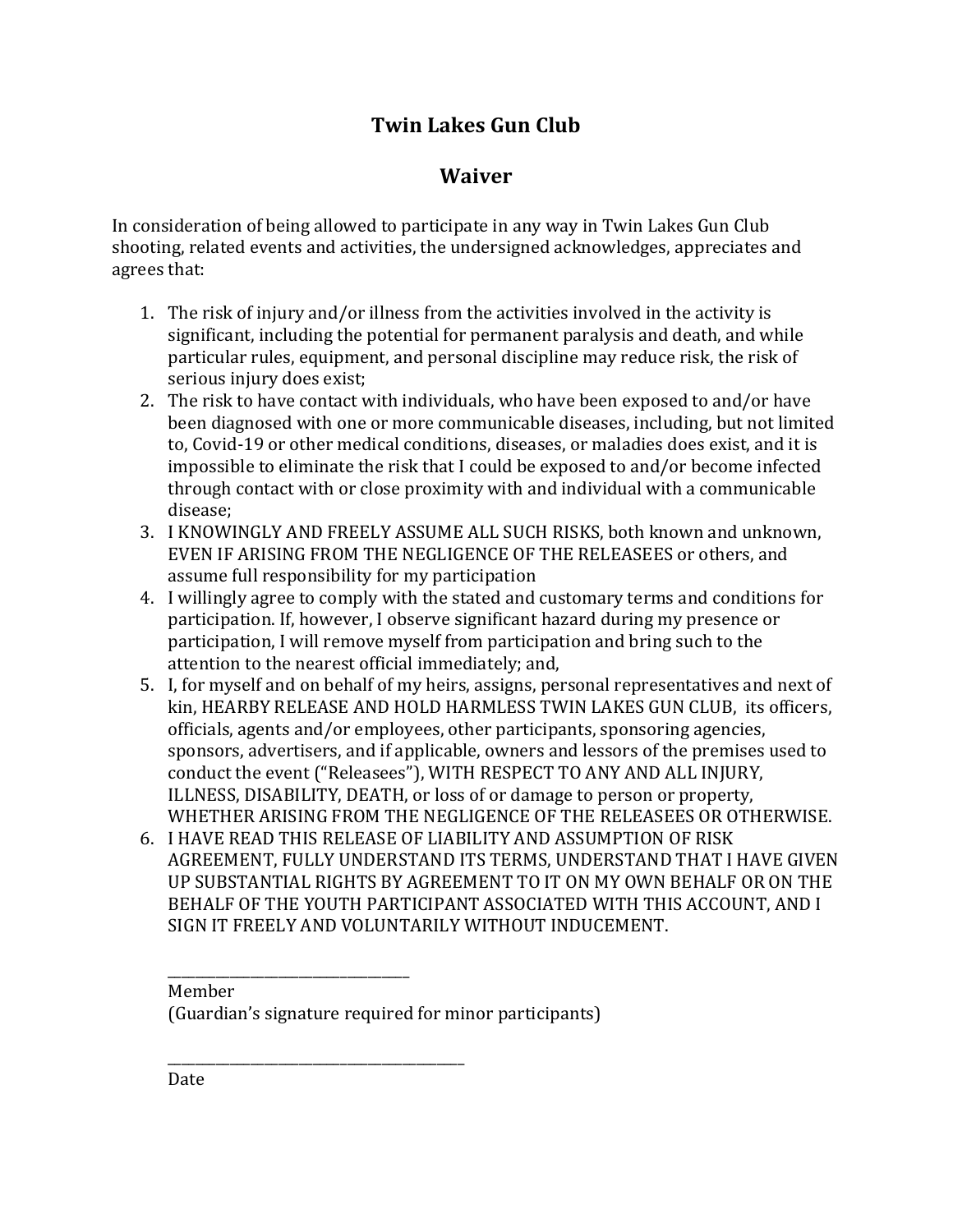# Twin Lakes Gun Club

## Waiver

In consideration of being allowed to participate in any way in Twin Lakes Gun Club shooting, related events and activities, the undersigned acknowledges, appreciates and agrees that:

1. The risk of injury and/or illness from the activities involved in the activity is significant, including the potential for permanent paralysis and death, and while particular rules, equipment, and personal discipline may reduce risk, the risk of serious injury does exist;
2. The risk to have contact with individuals, who have been exposed to and/or have been diagnosed with one or more communicable diseases, including, but not limited to, Covid-19 or other medical conditions, diseases, or maladies does exist, and it is impossible to eliminate the risk that I could be exposed to and/or become infected through contact with or close proximity with and individual with a communicable disease;
3. I KNOWINGLY AND FREELY ASSUME ALL SUCH RISKS, both known and unknown, EVEN IF ARISING FROM THE NEGLIGENCE OF THE RELEASEES or others, and assume full responsibility for my participation
4. I willingly agree to comply with the stated and customary terms and conditions for participation. If, however, I observe significant hazard during my presence or participation, I will remove myself from participation and bring such to the attention to the nearest official immediately; and,
5. I, for myself and on behalf of my heirs, assigns, personal representatives and next of kin, HEARBY RELEASE AND HOLD HARMLESS TWIN LAKES GUN CLUB, its officers, officials, agents and/or employees, other participants, sponsoring agencies, sponsors, advertisers, and if applicable, owners and lessors of the premises used to conduct the event ("Releasees"), WITH RESPECT TO ANY AND ALL INJURY, ILLNESS, DISABILITY, DEATH, or loss of or damage to person or property, WHETHER ARISING FROM THE NEGLIGENCE OF THE RELEASEES OR OTHERWISE.
6. I HAVE READ THIS RELEASE OF LIABILITY AND ASSUMPTION OF RISK AGREEMENT, FULLY UNDERSTAND ITS TERMS, UNDERSTAND THAT I HAVE GIVEN UP SUBSTANTIAL RIGHTS BY AGREEMENT TO IT ON MY OWN BEHALF OR ON THE BEHALF OF THE YOUTH PARTICIPANT ASSOCIATED WITH THIS ACCOUNT, AND I SIGN IT FREELY AND VOLUNTARILY WITHOUT INDUCEMENT.

\_\_\_\_\_\_\_\_\_\_\_\_\_\_\_\_\_\_\_\_\_\_\_\_\_\_\_\_\_\_\_\_

Member

(Guardian's signature required for minor participants)

\_\_\_\_\_\_\_\_\_\_\_\_\_\_\_\_\_\_\_\_\_\_\_\_\_\_\_\_\_\_\_\_\_\_\_\_\_\_\_\_

Date